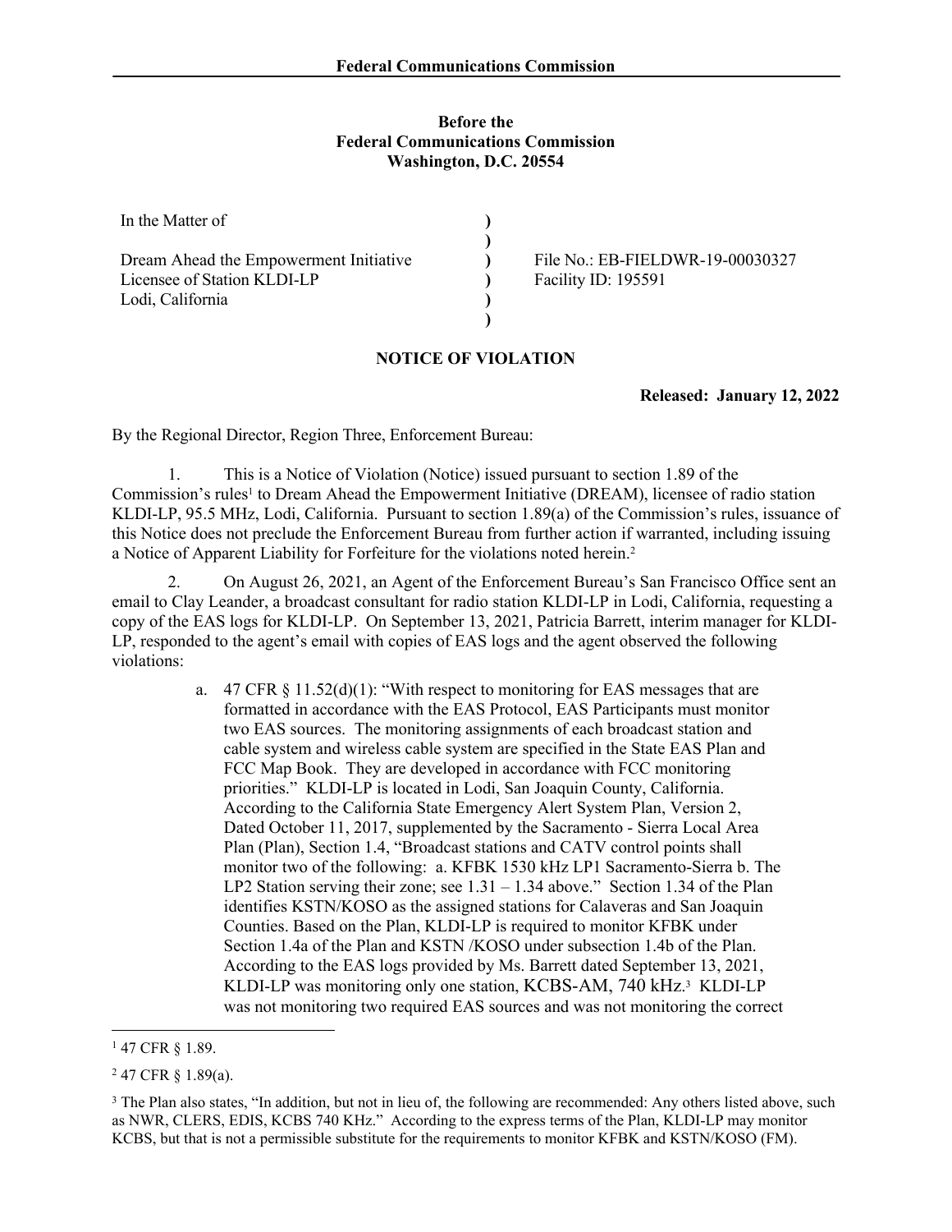**Before the**
**Federal Communications Commission**
**Washington, D.C. 20554**

| | | |
|---|---|---|
| In the Matter of | ) | |
| | ) | |
| Dream Ahead the Empowerment Initiative | ) | File No.: EB-FIELDWR-19-00030327 |
| Licensee of Station KLDI-LP | ) | Facility ID: 195591 |
| Lodi, California | ) | |
| | ) | |

## NOTICE OF VIOLATION

**Released: January 12, 2022**

By the Regional Director, Region Three, Enforcement Bureau:

1. This is a Notice of Violation (Notice) issued pursuant to section 1.89 of the Commission's rules[1] to Dream Ahead the Empowerment Initiative (DREAM), licensee of radio station KLDI-LP, 95.5 MHz, Lodi, California. Pursuant to section 1.89(a) of the Commission's rules, issuance of this Notice does not preclude the Enforcement Bureau from further action if warranted, including issuing a Notice of Apparent Liability for Forfeiture for the violations noted herein.[2]

2. On August 26, 2021, an Agent of the Enforcement Bureau's San Francisco Office sent an email to Clay Leander, a broadcast consultant for radio station KLDI-LP in Lodi, California, requesting a copy of the EAS logs for KLDI-LP. On September 13, 2021, Patricia Barrett, interim manager for KLDI-LP, responded to the agent's email with copies of EAS logs and the agent observed the following violations:

   a. 47 CFR § 11.52(d)(1): "With respect to monitoring for EAS messages that are formatted in accordance with the EAS Protocol, EAS Participants must monitor two EAS sources. The monitoring assignments of each broadcast station and cable system and wireless cable system are specified in the State EAS Plan and FCC Map Book. They are developed in accordance with FCC monitoring priorities." KLDI-LP is located in Lodi, San Joaquin County, California. According to the California State Emergency Alert System Plan, Version 2, Dated October 11, 2017, supplemented by the Sacramento - Sierra Local Area Plan (Plan), Section 1.4, "Broadcast stations and CATV control points shall monitor two of the following: a. KFBK 1530 kHz LP1 Sacramento-Sierra b. The LP2 Station serving their zone; see 1.31 – 1.34 above." Section 1.34 of the Plan identifies KSTN/KOSO as the assigned stations for Calaveras and San Joaquin Counties. Based on the Plan, KLDI-LP is required to monitor KFBK under Section 1.4a of the Plan and KSTN /KOSO under subsection 1.4b of the Plan. According to the EAS logs provided by Ms. Barrett dated September 13, 2021, KLDI-LP was monitoring only one station, KCBS-AM, 740 kHz.[3] KLDI-LP was not monitoring two required EAS sources and was not monitoring the correct

---

[1] 47 CFR § 1.89.

[2] 47 CFR § 1.89(a).

[3] The Plan also states, "In addition, but not in lieu of, the following are recommended: Any others listed above, such as NWR, CLERS, EDIS, KCBS 740 KHz." According to the express terms of the Plan, KLDI-LP may monitor KCBS, but that is not a permissible substitute for the requirements to monitor KFBK and KSTN/KOSO (FM).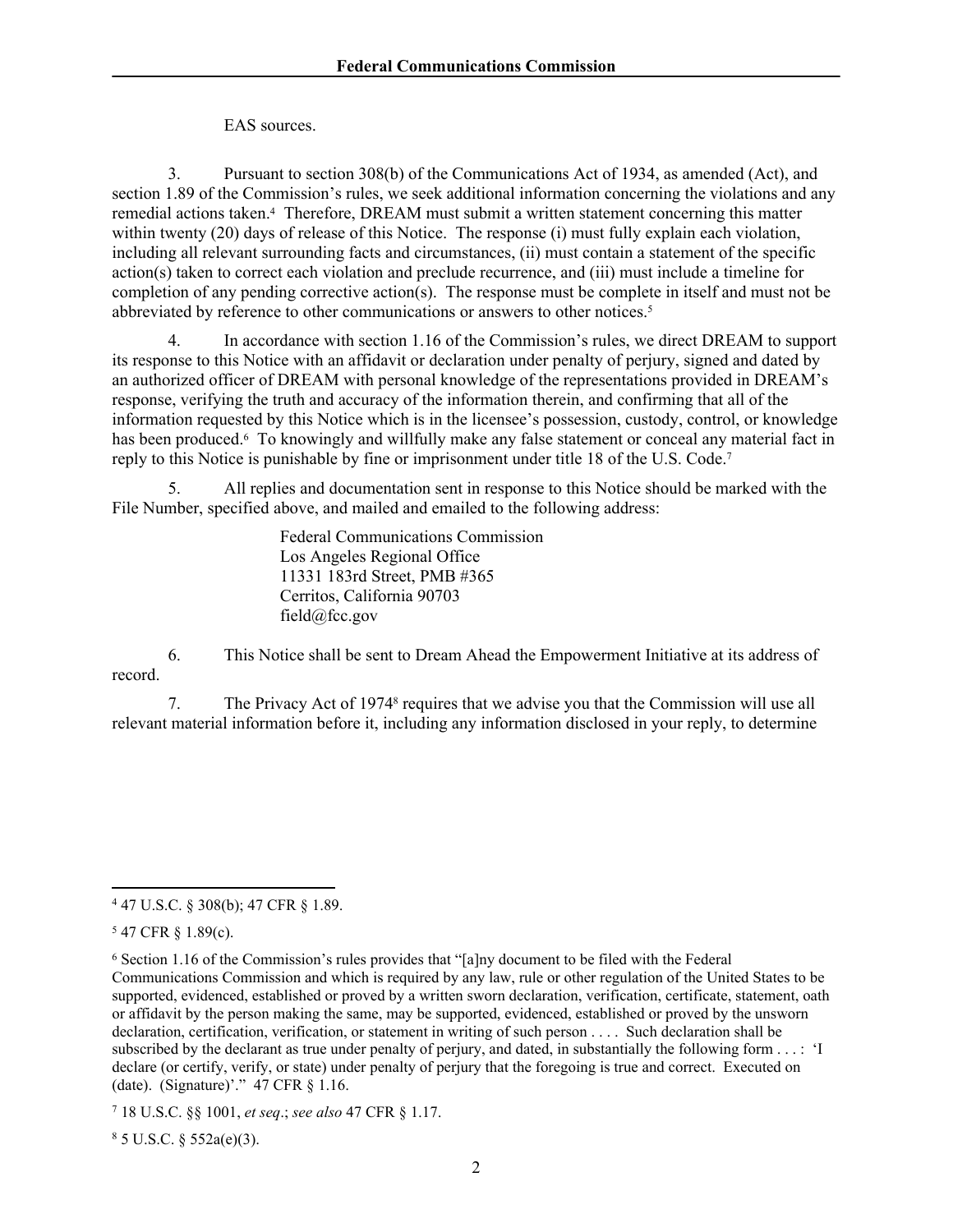EAS sources.

3. Pursuant to section 308(b) of the Communications Act of 1934, as amended (Act), and section 1.89 of the Commission's rules, we seek additional information concerning the violations and any remedial actions taken.[4] Therefore, DREAM must submit a written statement concerning this matter within twenty (20) days of release of this Notice. The response (i) must fully explain each violation, including all relevant surrounding facts and circumstances, (ii) must contain a statement of the specific action(s) taken to correct each violation and preclude recurrence, and (iii) must include a timeline for completion of any pending corrective action(s). The response must be complete in itself and must not be abbreviated by reference to other communications or answers to other notices.[5]

4. In accordance with section 1.16 of the Commission's rules, we direct DREAM to support its response to this Notice with an affidavit or declaration under penalty of perjury, signed and dated by an authorized officer of DREAM with personal knowledge of the representations provided in DREAM's response, verifying the truth and accuracy of the information therein, and confirming that all of the information requested by this Notice which is in the licensee's possession, custody, control, or knowledge has been produced.[6] To knowingly and willfully make any false statement or conceal any material fact in reply to this Notice is punishable by fine or imprisonment under title 18 of the U.S. Code.[7]

5. All replies and documentation sent in response to this Notice should be marked with the File Number, specified above, and mailed and emailed to the following address:

> Federal Communications Commission
> Los Angeles Regional Office
> 11331 183rd Street, PMB #365
> Cerritos, California 90703
> field@fcc.gov

6. This Notice shall be sent to Dream Ahead the Empowerment Initiative at its address of record.

7. The Privacy Act of 1974[8] requires that we advise you that the Commission will use all relevant material information before it, including any information disclosed in your reply, to determine

---

[4] 47 U.S.C. § 308(b); 47 CFR § 1.89.

[5] 47 CFR § 1.89(c).

[6] Section 1.16 of the Commission's rules provides that "[a]ny document to be filed with the Federal Communications Commission and which is required by any law, rule or other regulation of the United States to be supported, evidenced, established or proved by a written sworn declaration, verification, certificate, statement, oath or affidavit by the person making the same, may be supported, evidenced, established or proved by the unsworn declaration, certification, verification, or statement in writing of such person . . . . Such declaration shall be subscribed by the declarant as true under penalty of perjury, and dated, in substantially the following form . . . : 'I declare (or certify, verify, or state) under penalty of perjury that the foregoing is true and correct. Executed on (date). (Signature)'." 47 CFR § 1.16.

[7] 18 U.S.C. §§ 1001, *et seq*.; *see also* 47 CFR § 1.17.

[8] 5 U.S.C. § 552a(e)(3).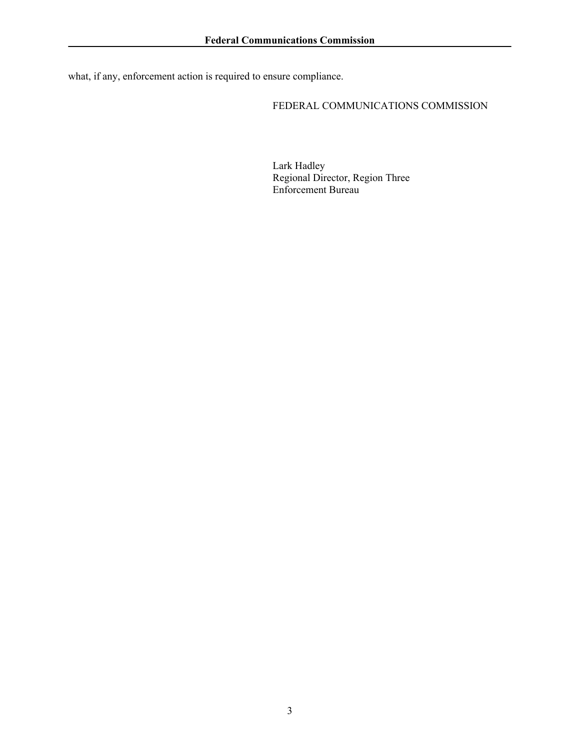what, if any, enforcement action is required to ensure compliance.

FEDERAL COMMUNICATIONS COMMISSION

Lark Hadley
Regional Director, Region Three
Enforcement Bureau